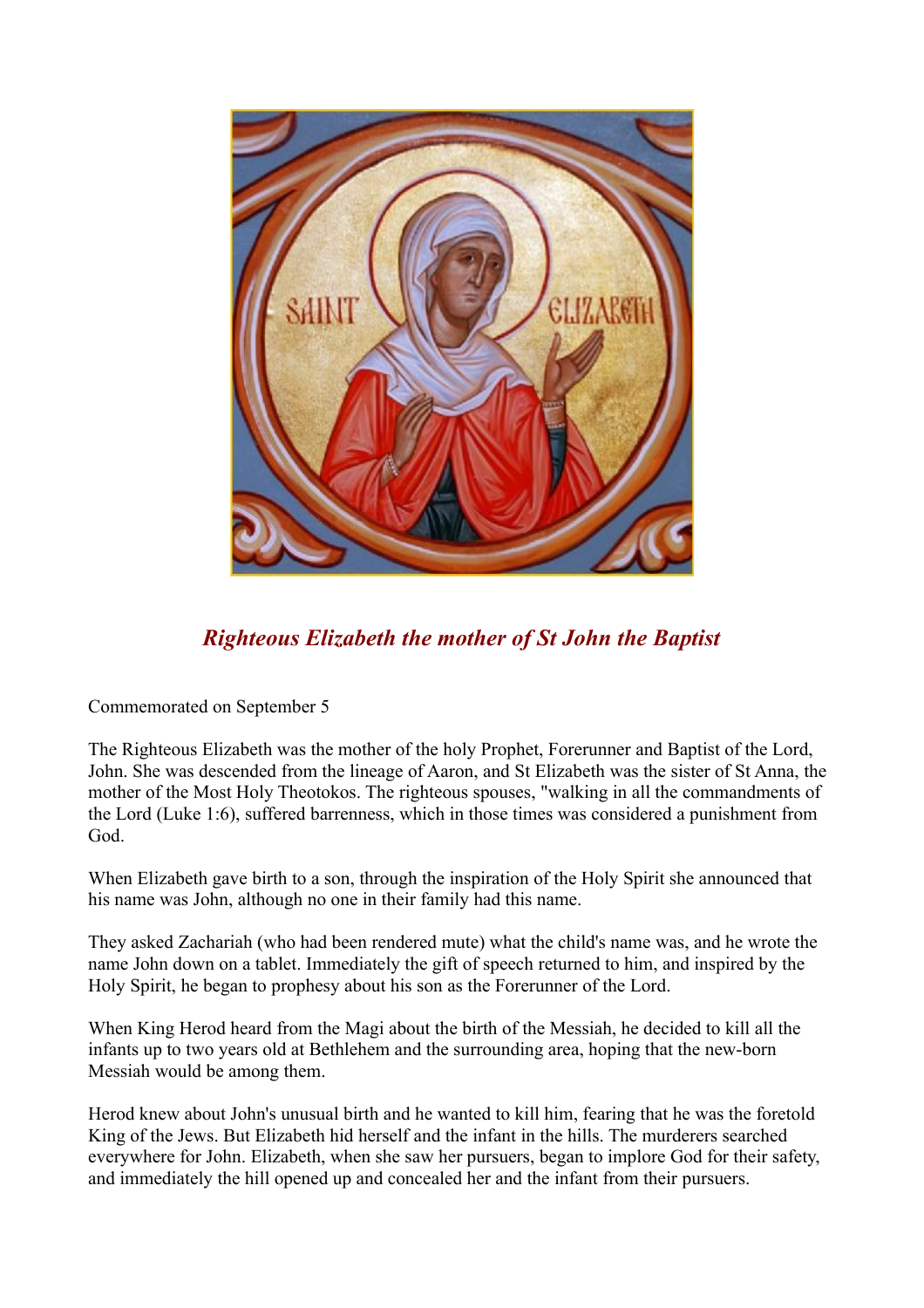## *Righteous Elizabeth the mother of St John the Baptist*

Commemorated on September 5

The Righteous Elizabeth was the mother of the holy Prophet, Forerunner and Baptist of the Lord, John. She was descended from the lineage of Aaron, and St Elizabeth was the sister of St Anna, the mother of the Most Holy Theotokos. The righteous spouses, "walking in all the commandments of the Lord (Luke 1:6), suffered barrenness, which in those times was considered a punishment from God.

When Elizabeth gave birth to a son, through the inspiration of the Holy Spirit she announced that his name was John, although no one in their family had this name.

They asked Zachariah (who had been rendered mute) what the child's name was, and he wrote the name John down on a tablet. Immediately the gift of speech returned to him, and inspired by the Holy Spirit, he began to prophesy about his son as the Forerunner of the Lord.

When King Herod heard from the Magi about the birth of the Messiah, he decided to kill all the infants up to two years old at Bethlehem and the surrounding area, hoping that the new-born Messiah would be among them.

Herod knew about John's unusual birth and he wanted to kill him, fearing that he was the foretold King of the Jews. But Elizabeth hid herself and the infant in the hills. The murderers searched everywhere for John. Elizabeth, when she saw her pursuers, began to implore God for their safety, and immediately the hill opened up and concealed her and the infant from their pursuers.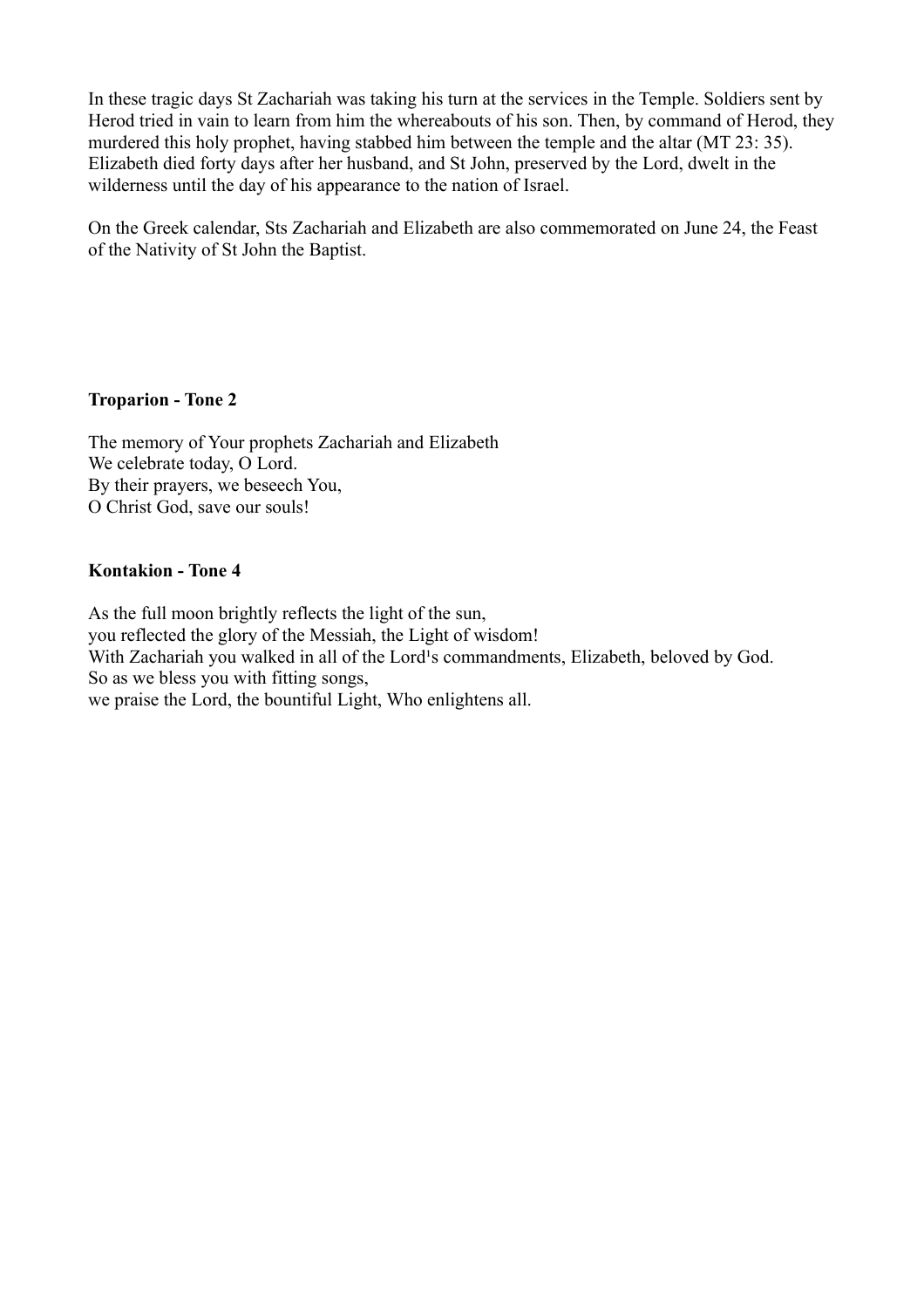In these tragic days St Zachariah was taking his turn at the services in the Temple. Soldiers sent by Herod tried in vain to learn from him the whereabouts of his son. Then, by command of Herod, they murdered this holy prophet, having stabbed him between the temple and the altar (MT 23: 35). Elizabeth died forty days after her husband, and St John, preserved by the Lord, dwelt in the wilderness until the day of his appearance to the nation of Israel.

On the Greek calendar, Sts Zachariah and Elizabeth are also commemorated on June 24, the Feast of the Nativity of St John the Baptist.

**Troparion - Tone 2**

The memory of Your prophets Zachariah and Elizabeth  
We celebrate today, O Lord.  
By their prayers, we beseech You,  
O Christ God, save our souls!

**Kontakion - Tone 4**

As the full moon brightly reflects the light of the sun,  
you reflected the glory of the Messiah, the Light of wisdom!  
With Zachariah you walked in all of the Lord's commandments, Elizabeth, beloved by God.  
So as we bless you with fitting songs,  
we praise the Lord, the bountiful Light, Who enlightens all.